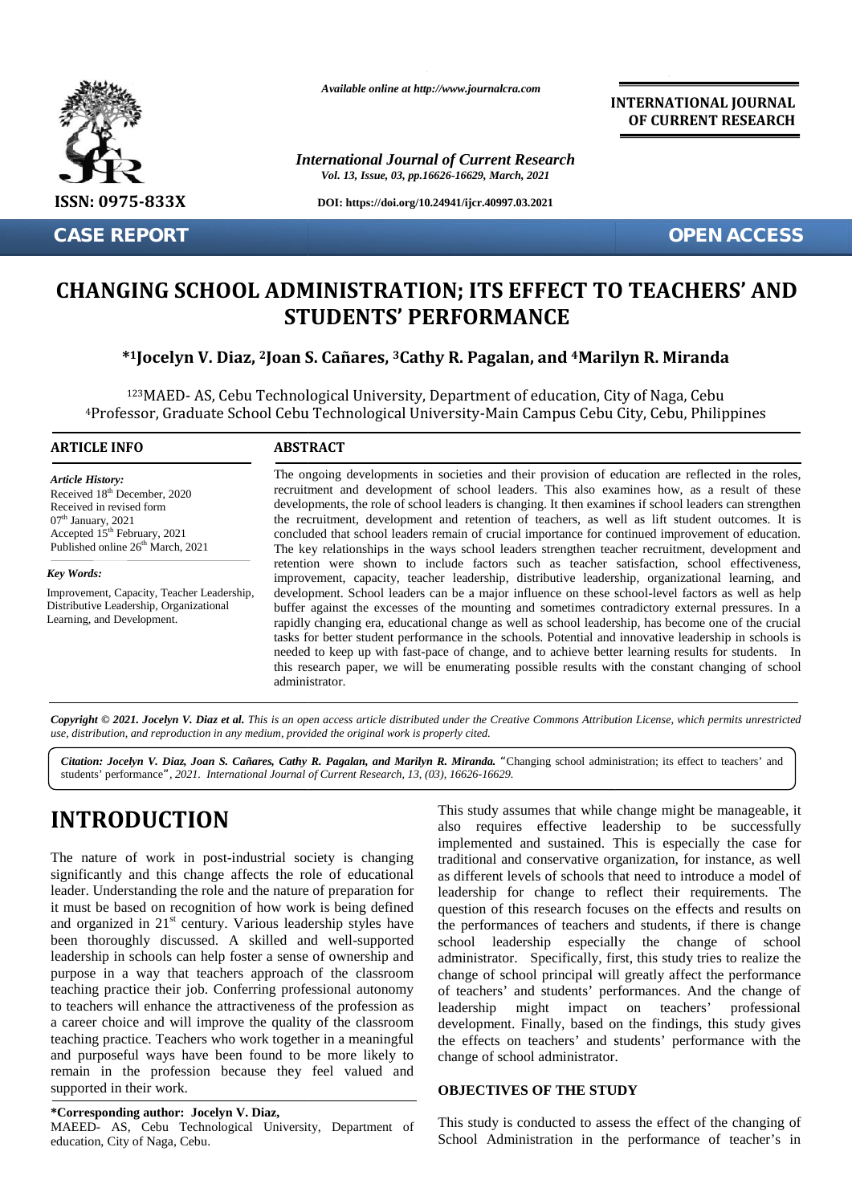Available online at http://www.journalcra.com

**INTERNATIONAL JOURNAL OF CURRENT RESEARCH**

*International Journal of Current Research*
*Vol. 13, Issue, 03, pp.16626-16629, March, 2021*

DOI: https://doi.org/10.24941/ijcr.40997.03.2021

ISSN: 0975-833X

CASE REPORT

OPEN ACCESS

# CHANGING SCHOOL ADMINISTRATION; ITS EFFECT TO TEACHERS' AND STUDENTS' PERFORMANCE

**\*[1]Jocelyn V. Diaz, [2]Joan S. Cañares, [3]Cathy R. Pagalan, and [4]Marilyn R. Miranda**

[123]MAED- AS, Cebu Technological University, Department of education, City of Naga, Cebu
[4]Professor, Graduate School Cebu Technological University-Main Campus Cebu City, Cebu, Philippines

## ARTICLE INFO

*Article History:*
Received 18th December, 2020
Received in revised form
07th January, 2021
Accepted 15th February, 2021
Published online 26th March, 2021

*Key Words:*
Improvement, Capacity, Teacher Leadership, Distributive Leadership, Organizational Learning, and Development.

## ABSTRACT

The ongoing developments in societies and their provision of education are reflected in the roles, recruitment and development of school leaders. This also examines how, as a result of these developments, the role of school leaders is changing. It then examines if school leaders can strengthen the recruitment, development and retention of teachers, as well as lift student outcomes. It is concluded that school leaders remain of crucial importance for continued improvement of education. The key relationships in the ways school leaders strengthen teacher recruitment, development and retention were shown to include factors such as teacher satisfaction, school effectiveness, improvement, capacity, teacher leadership, distributive leadership, organizational learning, and development. School leaders can be a major influence on these school-level factors as well as help buffer against the excesses of the mounting and sometimes contradictory external pressures. In a rapidly changing era, educational change as well as school leadership, has become one of the crucial tasks for better student performance in the schools. Potential and innovative leadership in schools is needed to keep up with fast-pace of change, and to achieve better learning results for students. In this research paper, we will be enumerating possible results with the constant changing of school administrator.

*Copyright © 2021. Jocelyn V. Diaz et al. This is an open access article distributed under the Creative Commons Attribution License, which permits unrestricted use, distribution, and reproduction in any medium, provided the original work is properly cited.*

***Citation: Jocelyn V. Diaz, Joan S. Cañares, Cathy R. Pagalan, and Marilyn R. Miranda.*** "Changing school administration; its effect to teachers' and students' performance", *2021. International Journal of Current Research, 13, (03), 16626-16629.*

# INTRODUCTION

The nature of work in post-industrial society is changing significantly and this change affects the role of educational leader. Understanding the role and the nature of preparation for it must be based on recognition of how work is being defined and organized in 21st century. Various leadership styles have been thoroughly discussed. A skilled and well-supported leadership in schools can help foster a sense of ownership and purpose in a way that teachers approach of the classroom teaching practice their job. Conferring professional autonomy to teachers will enhance the attractiveness of the profession as a career choice and will improve the quality of the classroom teaching practice. Teachers who work together in a meaningful and purposeful ways have been found to be more likely to remain in the profession because they feel valued and supported in their work.

This study assumes that while change might be manageable, it also requires effective leadership to be successfully implemented and sustained. This is especially the case for traditional and conservative organization, for instance, as well as different levels of schools that need to introduce a model of leadership for change to reflect their requirements. The question of this research focuses on the effects and results on the performances of teachers and students, if there is change school leadership especially the change of school administrator. Specifically, first, this study tries to realize the change of school principal will greatly affect the performance of teachers' and students' performances. And the change of leadership might impact on teachers' professional development. Finally, based on the findings, this study gives the effects on teachers' and students' performance with the change of school administrator.

## OBJECTIVES OF THE STUDY

This study is conducted to assess the effect of the changing of School Administration in the performance of teacher's in

**\*Corresponding author: Jocelyn V. Diaz,**
MAEED- AS, Cebu Technological University, Department of education, City of Naga, Cebu.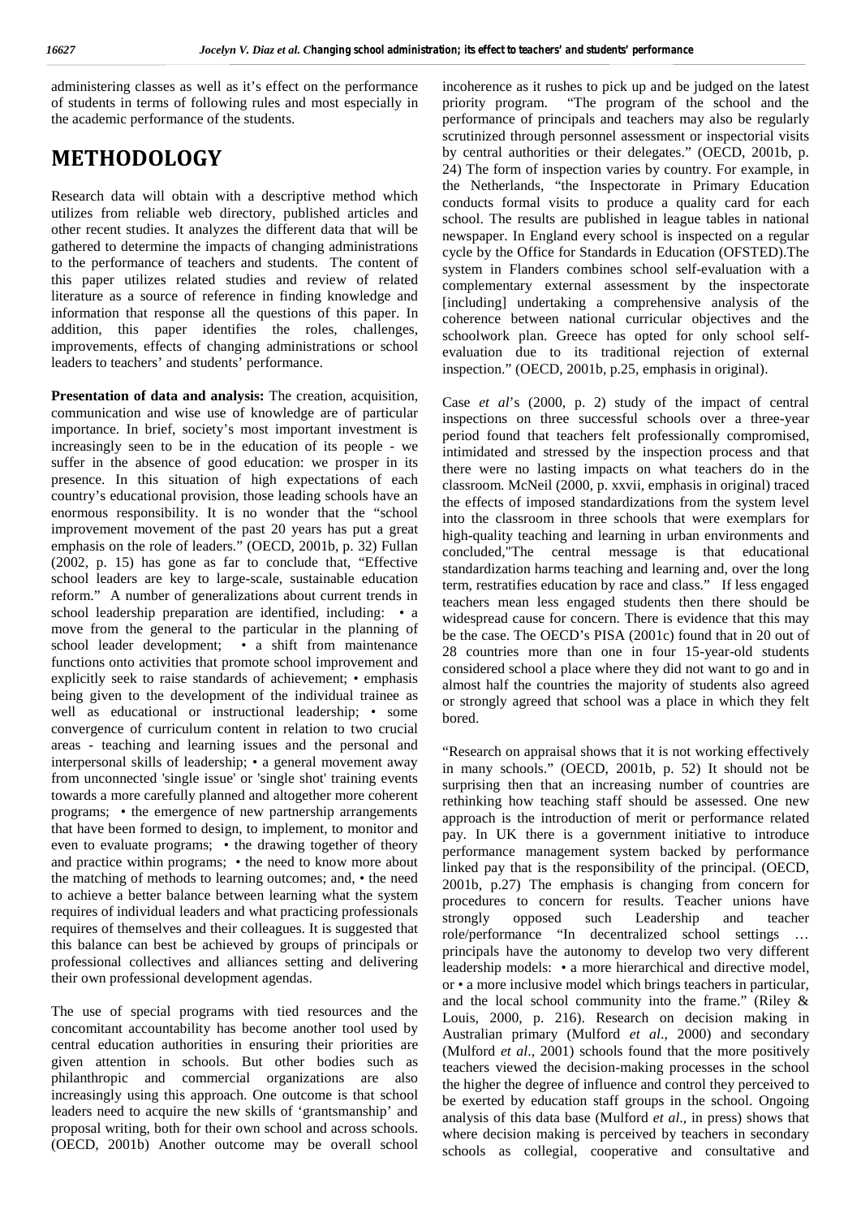administering classes as well as it's effect on the performance of students in terms of following rules and most especially in the academic performance of the students.

# METHODOLOGY

Research data will obtain with a descriptive method which utilizes from reliable web directory, published articles and other recent studies. It analyzes the different data that will be gathered to determine the impacts of changing administrations to the performance of teachers and students. The content of this paper utilizes related studies and review of related literature as a source of reference in finding knowledge and information that response all the questions of this paper. In addition, this paper identifies the roles, challenges, improvements, effects of changing administrations or school leaders to teachers' and students' performance.

**Presentation of data and analysis:** The creation, acquisition, communication and wise use of knowledge are of particular importance. In brief, society's most important investment is increasingly seen to be in the education of its people - we suffer in the absence of good education: we prosper in its presence. In this situation of high expectations of each country's educational provision, those leading schools have an enormous responsibility. It is no wonder that the "school improvement movement of the past 20 years has put a great emphasis on the role of leaders." (OECD, 2001b, p. 32) Fullan (2002, p. 15) has gone as far to conclude that, "Effective school leaders are key to large-scale, sustainable education reform." A number of generalizations about current trends in school leadership preparation are identified, including: • a move from the general to the particular in the planning of school leader development; • a shift from maintenance functions onto activities that promote school improvement and explicitly seek to raise standards of achievement; • emphasis being given to the development of the individual trainee as well as educational or instructional leadership; • some convergence of curriculum content in relation to two crucial areas - teaching and learning issues and the personal and interpersonal skills of leadership; • a general movement away from unconnected 'single issue' or 'single shot' training events towards a more carefully planned and altogether more coherent programs; • the emergence of new partnership arrangements that have been formed to design, to implement, to monitor and even to evaluate programs; • the drawing together of theory and practice within programs; • the need to know more about the matching of methods to learning outcomes; and, • the need to achieve a better balance between learning what the system requires of individual leaders and what practicing professionals requires of themselves and their colleagues. It is suggested that this balance can best be achieved by groups of principals or professional collectives and alliances setting and delivering their own professional development agendas.

The use of special programs with tied resources and the concomitant accountability has become another tool used by central education authorities in ensuring their priorities are given attention in schools. But other bodies such as philanthropic and commercial organizations are also increasingly using this approach. One outcome is that school leaders need to acquire the new skills of 'grantsmanship' and proposal writing, both for their own school and across schools. (OECD, 2001b) Another outcome may be overall school incoherence as it rushes to pick up and be judged on the latest priority program. "The program of the school and the performance of principals and teachers may also be regularly scrutinized through personnel assessment or inspectorial visits by central authorities or their delegates." (OECD, 2001b, p. 24) The form of inspection varies by country. For example, in the Netherlands, "the Inspectorate in Primary Education conducts formal visits to produce a quality card for each school. The results are published in league tables in national newspaper. In England every school is inspected on a regular cycle by the Office for Standards in Education (OFSTED).The system in Flanders combines school self-evaluation with a complementary external assessment by the inspectorate [including] undertaking a comprehensive analysis of the coherence between national curricular objectives and the schoolwork plan. Greece has opted for only school self-evaluation due to its traditional rejection of external inspection." (OECD, 2001b, p.25, emphasis in original).

Case *et al*'s (2000, p. 2) study of the impact of central inspections on three successful schools over a three-year period found that teachers felt professionally compromised, intimidated and stressed by the inspection process and that there were no lasting impacts on what teachers do in the classroom. McNeil (2000, p. xxvii, emphasis in original) traced the effects of imposed standardizations from the system level into the classroom in three schools that were exemplars for high-quality teaching and learning in urban environments and concluded,"The central message is that educational standardization harms teaching and learning and, over the long term, restratifies education by race and class." If less engaged teachers mean less engaged students then there should be widespread cause for concern. There is evidence that this may be the case. The OECD's PISA (2001c) found that in 20 out of 28 countries more than one in four 15-year-old students considered school a place where they did not want to go and in almost half the countries the majority of students also agreed or strongly agreed that school was a place in which they felt bored.

"Research on appraisal shows that it is not working effectively in many schools." (OECD, 2001b, p. 52) It should not be surprising then that an increasing number of countries are rethinking how teaching staff should be assessed. One new approach is the introduction of merit or performance related pay. In UK there is a government initiative to introduce performance management system backed by performance linked pay that is the responsibility of the principal. (OECD, 2001b, p.27) The emphasis is changing from concern for procedures to concern for results. Teacher unions have strongly opposed such Leadership and teacher role/performance "In decentralized school settings … principals have the autonomy to develop two very different leadership models: • a more hierarchical and directive model, or • a more inclusive model which brings teachers in particular, and the local school community into the frame." (Riley & Louis, 2000, p. 216). Research on decision making in Australian primary (Mulford *et al*., 2000) and secondary (Mulford *et al*., 2001) schools found that the more positively teachers viewed the decision-making processes in the school the higher the degree of influence and control they perceived to be exerted by education staff groups in the school. Ongoing analysis of this data base (Mulford *et al*., in press) shows that where decision making is perceived by teachers in secondary schools as collegial, cooperative and consultative and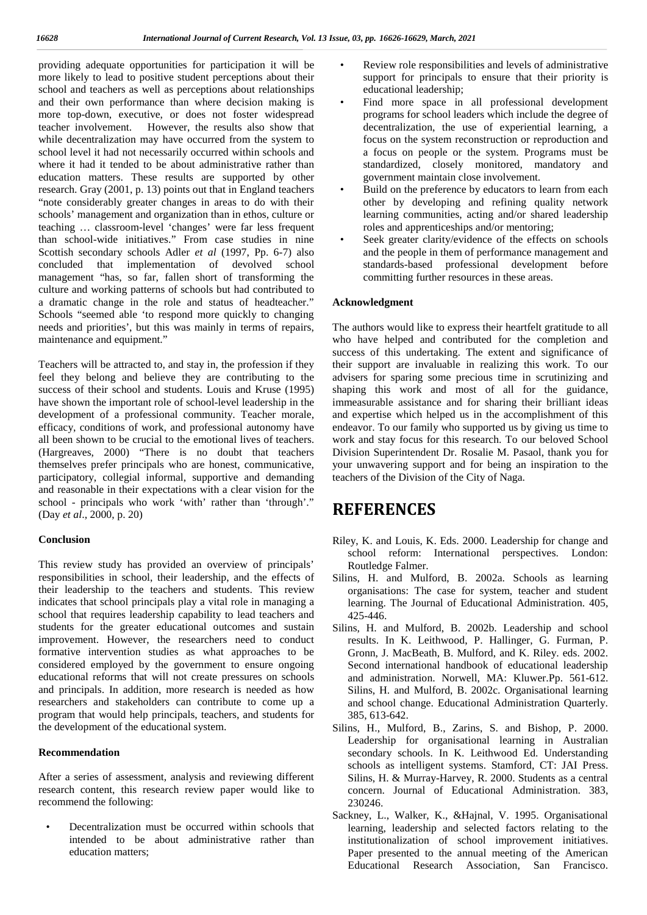providing adequate opportunities for participation it will be more likely to lead to positive student perceptions about their school and teachers as well as perceptions about relationships and their own performance than where decision making is more top-down, executive, or does not foster widespread teacher involvement. However, the results also show that while decentralization may have occurred from the system to school level it had not necessarily occurred within schools and where it had it tended to be about administrative rather than education matters. These results are supported by other research. Gray (2001, p. 13) points out that in England teachers "note considerably greater changes in areas to do with their schools' management and organization than in ethos, culture or teaching … classroom-level 'changes' were far less frequent than school-wide initiatives." From case studies in nine Scottish secondary schools Adler *et al* (1997, Pp. 6-7) also concluded that implementation of devolved school management "has, so far, fallen short of transforming the culture and working patterns of schools but had contributed to a dramatic change in the role and status of headteacher." Schools "seemed able 'to respond more quickly to changing needs and priorities', but this was mainly in terms of repairs, maintenance and equipment."

Teachers will be attracted to, and stay in, the profession if they feel they belong and believe they are contributing to the success of their school and students. Louis and Kruse (1995) have shown the important role of school-level leadership in the development of a professional community. Teacher morale, efficacy, conditions of work, and professional autonomy have all been shown to be crucial to the emotional lives of teachers. (Hargreaves, 2000) "There is no doubt that teachers themselves prefer principals who are honest, communicative, participatory, collegial informal, supportive and demanding and reasonable in their expectations with a clear vision for the school - principals who work 'with' rather than 'through'." (Day *et al*., 2000, p. 20)

### Conclusion

This review study has provided an overview of principals' responsibilities in school, their leadership, and the effects of their leadership to the teachers and students. This review indicates that school principals play a vital role in managing a school that requires leadership capability to lead teachers and students for the greater educational outcomes and sustain improvement. However, the researchers need to conduct formative intervention studies as what approaches to be considered employed by the government to ensure ongoing educational reforms that will not create pressures on schools and principals. In addition, more research is needed as how researchers and stakeholders can contribute to come up a program that would help principals, teachers, and students for the development of the educational system.

### Recommendation

After a series of assessment, analysis and reviewing different research content, this research review paper would like to recommend the following:

- Decentralization must be occurred within schools that intended to be about administrative rather than education matters;
- Review role responsibilities and levels of administrative support for principals to ensure that their priority is educational leadership;
- Find more space in all professional development programs for school leaders which include the degree of decentralization, the use of experiential learning, a focus on the system reconstruction or reproduction and a focus on people or the system. Programs must be standardized, closely monitored, mandatory and government maintain close involvement.
- Build on the preference by educators to learn from each other by developing and refining quality network learning communities, acting and/or shared leadership roles and apprenticeships and/or mentoring;
- Seek greater clarity/evidence of the effects on schools and the people in them of performance management and standards-based professional development before committing further resources in these areas.

### Acknowledgment

The authors would like to express their heartfelt gratitude to all who have helped and contributed for the completion and success of this undertaking. The extent and significance of their support are invaluable in realizing this work. To our advisers for sparing some precious time in scrutinizing and shaping this work and most of all for the guidance, immeasurable assistance and for sharing their brilliant ideas and expertise which helped us in the accomplishment of this endeavor. To our family who supported us by giving us time to work and stay focus for this research. To our beloved School Division Superintendent Dr. Rosalie M. Pasaol, thank you for your unwavering support and for being an inspiration to the teachers of the Division of the City of Naga.

## REFERENCES

Riley, K. and Louis, K. Eds. 2000. Leadership for change and school reform: International perspectives. London: Routledge Falmer.

Silins, H. and Mulford, B. 2002a. Schools as learning organisations: The case for system, teacher and student learning. The Journal of Educational Administration. 405, 425-446.

Silins, H. and Mulford, B. 2002b. Leadership and school results. In K. Leithwood, P. Hallinger, G. Furman, P. Gronn, J. MacBeath, B. Mulford, and K. Riley. eds. 2002. Second international handbook of educational leadership and administration. Norwell, MA: Kluwer.Pp. 561-612. Silins, H. and Mulford, B. 2002c. Organisational learning and school change. Educational Administration Quarterly. 385, 613-642.

Silins, H., Mulford, B., Zarins, S. and Bishop, P. 2000. Leadership for organisational learning in Australian secondary schools. In K. Leithwood Ed. Understanding schools as intelligent systems. Stamford, CT: JAI Press. Silins, H. & Murray-Harvey, R. 2000. Students as a central concern. Journal of Educational Administration. 383, 230246.

Sackney, L., Walker, K., &Hajnal, V. 1995. Organisational learning, leadership and selected factors relating to the institutionalization of school improvement initiatives. Paper presented to the annual meeting of the American Educational Research Association, San Francisco.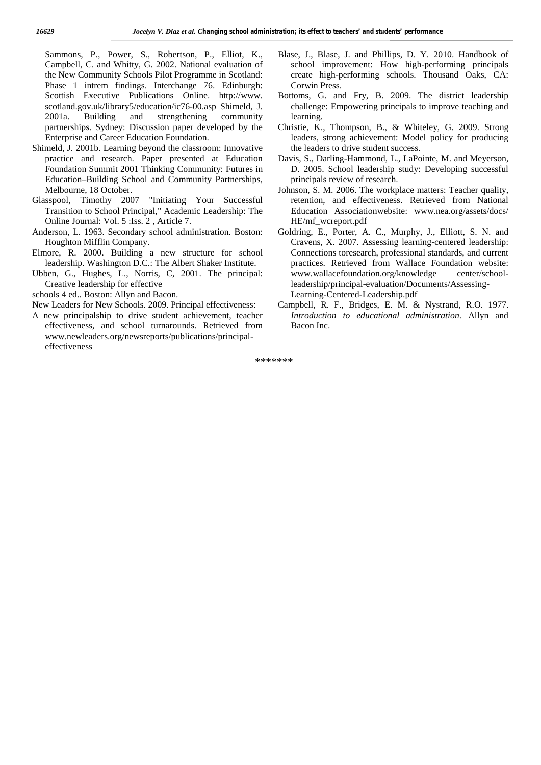Sammons, P., Power, S., Robertson, P., Elliot, K., Campbell, C. and Whitty, G. 2002. National evaluation of the New Community Schools Pilot Programme in Scotland: Phase 1 intrem findings. Interchange 76. Edinburgh: Scottish Executive Publications Online. http://www. scotland.gov.uk/library5/education/ic76-00.asp Shimeld, J. 2001a. Building and strengthening community partnerships. Sydney: Discussion paper developed by the Enterprise and Career Education Foundation.

Shimeld, J. 2001b. Learning beyond the classroom: Innovative practice and research. Paper presented at Education Foundation Summit 2001 Thinking Community: Futures in Education–Building School and Community Partnerships, Melbourne, 18 October.

Glasspool, Timothy 2007 "Initiating Your Successful Transition to School Principal," Academic Leadership: The Online Journal: Vol. 5 :Iss. 2 , Article 7.

Anderson, L. 1963. Secondary school administration. Boston: Houghton Mifflin Company.

Elmore, R. 2000. Building a new structure for school leadership. Washington D.C.: The Albert Shaker Institute.

Ubben, G., Hughes, L., Norris, C, 2001. The principal: Creative leadership for effective

schools 4 ed.. Boston: Allyn and Bacon.

New Leaders for New Schools. 2009. Principal effectiveness:

A new principalship to drive student achievement, teacher effectiveness, and school turnarounds. Retrieved from www.newleaders.org/newsreports/publications/principal-effectiveness

Blase, J., Blase, J. and Phillips, D. Y. 2010. Handbook of school improvement: How high-performing principals create high-performing schools. Thousand Oaks, CA: Corwin Press.

Bottoms, G. and Fry, B. 2009. The district leadership challenge: Empowering principals to improve teaching and learning.

Christie, K., Thompson, B., & Whiteley, G. 2009. Strong leaders, strong achievement: Model policy for producing the leaders to drive student success.

Davis, S., Darling-Hammond, L., LaPointe, M. and Meyerson, D. 2005. School leadership study: Developing successful principals review of research.

Johnson, S. M. 2006. The workplace matters: Teacher quality, retention, and effectiveness. Retrieved from National Education Associationwebsite: www.nea.org/assets/docs/ HE/mf_wcreport.pdf

Goldring, E., Porter, A. C., Murphy, J., Elliott, S. N. and Cravens, X. 2007. Assessing learning-centered leadership: Connections toresearch, professional standards, and current practices. Retrieved from Wallace Foundation website: www.wallacefoundation.org/knowledge center/school-leadership/principal-evaluation/Documents/Assessing-Learning-Centered-Leadership.pdf

Campbell, R. F., Bridges, E. M. & Nystrand, R.O. 1977. *Introduction to educational administration.* Allyn and Bacon Inc.

*******